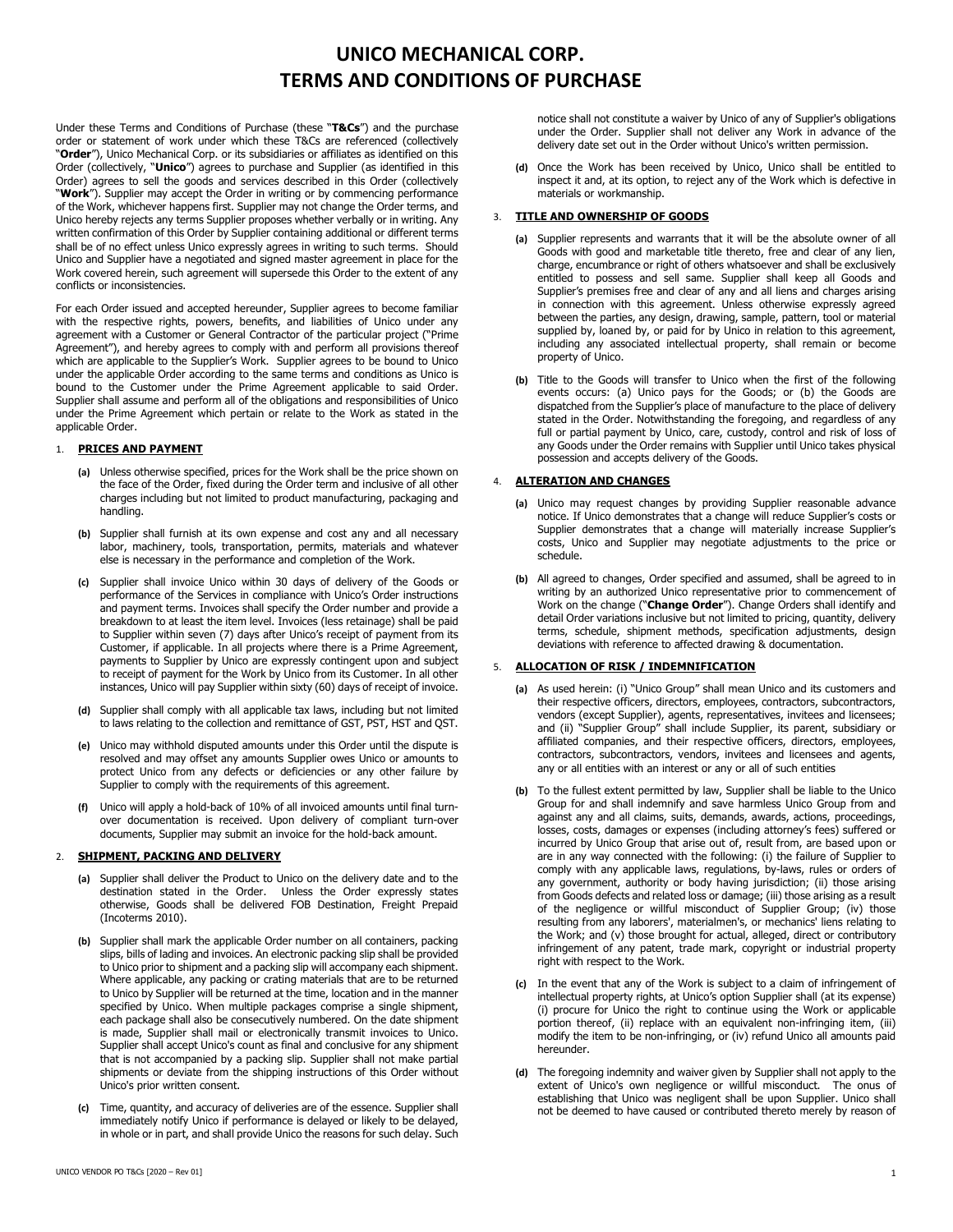# UNICO MECHANICAL CORP.
# TERMS AND CONDITIONS OF PURCHASE

Under these Terms and Conditions of Purchase (these "**T&Cs**") and the purchase order or statement of work under which these T&Cs are referenced (collectively "**Order**"), Unico Mechanical Corp. or its subsidiaries or affiliates as identified on this Order (collectively, "**Unico**") agrees to purchase and Supplier (as identified in this Order) agrees to sell the goods and services described in this Order (collectively "**Work**"). Supplier may accept the Order in writing or by commencing performance of the Work, whichever happens first. Supplier may not change the Order terms, and Unico hereby rejects any terms Supplier proposes whether verbally or in writing. Any written confirmation of this Order by Supplier containing additional or different terms shall be of no effect unless Unico expressly agrees in writing to such terms. Should Unico and Supplier have a negotiated and signed master agreement in place for the Work covered herein, such agreement will supersede this Order to the extent of any conflicts or inconsistencies.

For each Order issued and accepted hereunder, Supplier agrees to become familiar with the respective rights, powers, benefits, and liabilities of Unico under any agreement with a Customer or General Contractor of the particular project ("Prime Agreement"), and hereby agrees to comply with and perform all provisions thereof which are applicable to the Supplier's Work. Supplier agrees to be bound to Unico under the applicable Order according to the same terms and conditions as Unico is bound to the Customer under the Prime Agreement applicable to said Order. Supplier shall assume and perform all of the obligations and responsibilities of Unico under the Prime Agreement which pertain or relate to the Work as stated in the applicable Order.

## 1. PRICES AND PAYMENT

**(a)** Unless otherwise specified, prices for the Work shall be the price shown on the face of the Order, fixed during the Order term and inclusive of all other charges including but not limited to product manufacturing, packaging and handling.

**(b)** Supplier shall furnish at its own expense and cost any and all necessary labor, machinery, tools, transportation, permits, materials and whatever else is necessary in the performance and completion of the Work.

**(c)** Supplier shall invoice Unico within 30 days of delivery of the Goods or performance of the Services in compliance with Unico's Order instructions and payment terms. Invoices shall specify the Order number and provide a breakdown to at least the item level. Invoices (less retainage) shall be paid to Supplier within seven (7) days after Unico's receipt of payment from its Customer, if applicable. In all projects where there is a Prime Agreement, payments to Supplier by Unico are expressly contingent upon and subject to receipt of payment for the Work by Unico from its Customer. In all other instances, Unico will pay Supplier within sixty (60) days of receipt of invoice.

**(d)** Supplier shall comply with all applicable tax laws, including but not limited to laws relating to the collection and remittance of GST, PST, HST and QST.

**(e)** Unico may withhold disputed amounts under this Order until the dispute is resolved and may offset any amounts Supplier owes Unico or amounts to protect Unico from any defects or deficiencies or any other failure by Supplier to comply with the requirements of this agreement.

**(f)** Unico will apply a hold-back of 10% of all invoiced amounts until final turn-over documentation is received. Upon delivery of compliant turn-over documents, Supplier may submit an invoice for the hold-back amount.

## 2. SHIPMENT, PACKING AND DELIVERY

**(a)** Supplier shall deliver the Product to Unico on the delivery date and to the destination stated in the Order. Unless the Order expressly states otherwise, Goods shall be delivered FOB Destination, Freight Prepaid (Incoterms 2010).

**(b)** Supplier shall mark the applicable Order number on all containers, packing slips, bills of lading and invoices. An electronic packing slip shall be provided to Unico prior to shipment and a packing slip will accompany each shipment. Where applicable, any packing or crating materials that are to be returned to Unico by Supplier will be returned at the time, location and in the manner specified by Unico. When multiple packages comprise a single shipment, each package shall also be consecutively numbered. On the date shipment is made, Supplier shall mail or electronically transmit invoices to Unico. Supplier shall accept Unico's count as final and conclusive for any shipment that is not accompanied by a packing slip. Supplier shall not make partial shipments or deviate from the shipping instructions of this Order without Unico's prior written consent.

**(c)** Time, quantity, and accuracy of deliveries are of the essence. Supplier shall immediately notify Unico if performance is delayed or likely to be delayed, in whole or in part, and shall provide Unico the reasons for such delay. Such notice shall not constitute a waiver by Unico of any of Supplier's obligations under the Order. Supplier shall not deliver any Work in advance of the delivery date set out in the Order without Unico's written permission.

**(d)** Once the Work has been received by Unico, Unico shall be entitled to inspect it and, at its option, to reject any of the Work which is defective in materials or workmanship.

## 3. TITLE AND OWNERSHIP OF GOODS

**(a)** Supplier represents and warrants that it will be the absolute owner of all Goods with good and marketable title thereto, free and clear of any lien, charge, encumbrance or right of others whatsoever and shall be exclusively entitled to possess and sell same. Supplier shall keep all Goods and Supplier's premises free and clear of any and all liens and charges arising in connection with this agreement. Unless otherwise expressly agreed between the parties, any design, drawing, sample, pattern, tool or material supplied by, loaned by, or paid for by Unico in relation to this agreement, including any associated intellectual property, shall remain or become property of Unico.

**(b)** Title to the Goods will transfer to Unico when the first of the following events occurs: (a) Unico pays for the Goods; or (b) the Goods are dispatched from the Supplier's place of manufacture to the place of delivery stated in the Order. Notwithstanding the foregoing, and regardless of any full or partial payment by Unico, care, custody, control and risk of loss of any Goods under the Order remains with Supplier until Unico takes physical possession and accepts delivery of the Goods.

## 4. ALTERATION AND CHANGES

**(a)** Unico may request changes by providing Supplier reasonable advance notice. If Unico demonstrates that a change will reduce Supplier's costs or Supplier demonstrates that a change will materially increase Supplier's costs, Unico and Supplier may negotiate adjustments to the price or schedule.

**(b)** All agreed to changes, Order specified and assumed, shall be agreed to in writing by an authorized Unico representative prior to commencement of Work on the change ("**Change Order**"). Change Orders shall identify and detail Order variations inclusive but not limited to pricing, quantity, delivery terms, schedule, shipment methods, specification adjustments, design deviations with reference to affected drawing & documentation.

## 5. ALLOCATION OF RISK / INDEMNIFICATION

**(a)** As used herein: (i) "Unico Group" shall mean Unico and its customers and their respective officers, directors, employees, contractors, subcontractors, vendors (except Supplier), agents, representatives, invitees and licensees; and (ii) "Supplier Group" shall include Supplier, its parent, subsidiary or affiliated companies, and their respective officers, directors, employees, contractors, subcontractors, vendors, invitees and licensees and agents, any or all entities with an interest or any or all of such entities

**(b)** To the fullest extent permitted by law, Supplier shall be liable to the Unico Group for and shall indemnify and save harmless Unico Group from and against any and all claims, suits, demands, awards, actions, proceedings, losses, costs, damages or expenses (including attorney's fees) suffered or incurred by Unico Group that arise out of, result from, are based upon or are in any way connected with the following: (i) the failure of Supplier to comply with any applicable laws, regulations, by-laws, rules or orders of any government, authority or body having jurisdiction; (ii) those arising from Goods defects and related loss or damage; (iii) those arising as a result of the negligence or willful misconduct of Supplier Group; (iv) those resulting from any laborers', materialmen's, or mechanics' liens relating to the Work; and (v) those brought for actual, alleged, direct or contributory infringement of any patent, trade mark, copyright or industrial property right with respect to the Work.

**(c)** In the event that any of the Work is subject to a claim of infringement of intellectual property rights, at Unico's option Supplier shall (at its expense) (i) procure for Unico the right to continue using the Work or applicable portion thereof, (ii) replace with an equivalent non-infringing item, (iii) modify the item to be non-infringing, or (iv) refund Unico all amounts paid hereunder.

**(d)** The foregoing indemnity and waiver given by Supplier shall not apply to the extent of Unico's own negligence or willful misconduct. The onus of establishing that Unico was negligent shall be upon Supplier. Unico shall not be deemed to have caused or contributed thereto merely by reason of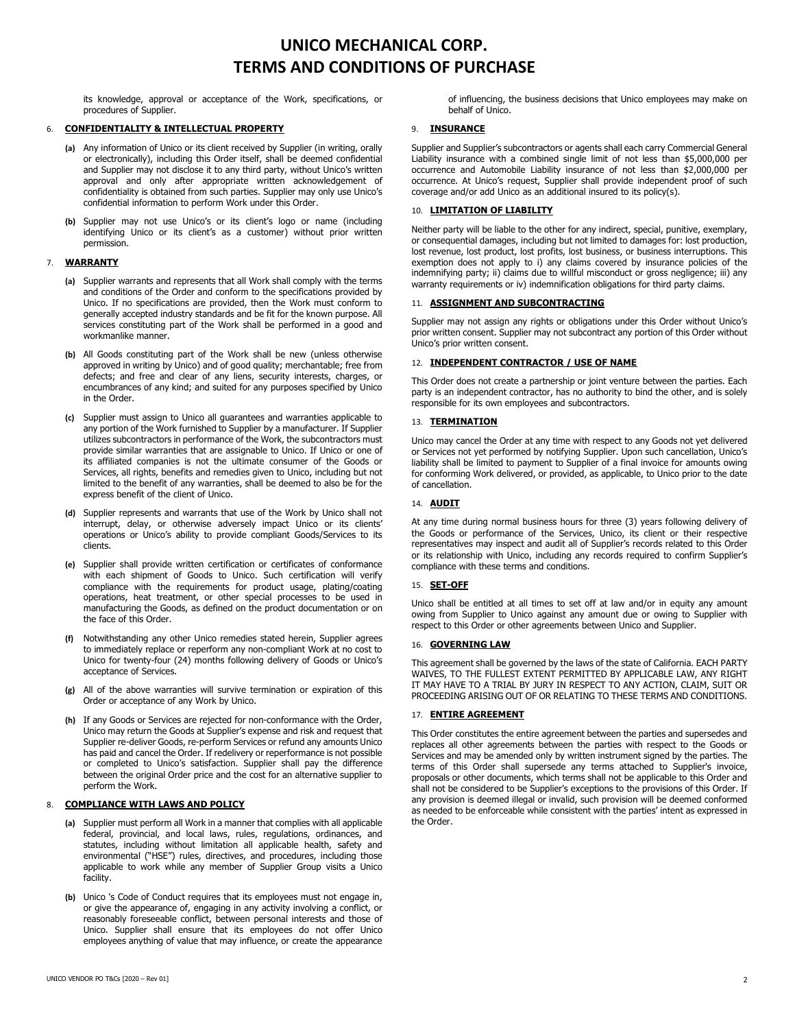its knowledge, approval or acceptance of the Work, specifications, or procedures of Supplier.

## 6. CONFIDENTIALITY & INTELLECTUAL PROPERTY

**(a)** Any information of Unico or its client received by Supplier (in writing, orally or electronically), including this Order itself, shall be deemed confidential and Supplier may not disclose it to any third party, without Unico's written approval and only after appropriate written acknowledgement of confidentiality is obtained from such parties. Supplier may only use Unico's confidential information to perform Work under this Order.

**(b)** Supplier may not use Unico's or its client's logo or name (including identifying Unico or its client's as a customer) without prior written permission.

## 7. WARRANTY

**(a)** Supplier warrants and represents that all Work shall comply with the terms and conditions of the Order and conform to the specifications provided by Unico. If no specifications are provided, then the Work must conform to generally accepted industry standards and be fit for the known purpose. All services constituting part of the Work shall be performed in a good and workmanlike manner.

**(b)** All Goods constituting part of the Work shall be new (unless otherwise approved in writing by Unico) and of good quality; merchantable; free from defects; and free and clear of any liens, security interests, charges, or encumbrances of any kind; and suited for any purposes specified by Unico in the Order.

**(c)** Supplier must assign to Unico all guarantees and warranties applicable to any portion of the Work furnished to Supplier by a manufacturer. If Supplier utilizes subcontractors in performance of the Work, the subcontractors must provide similar warranties that are assignable to Unico. If Unico or one of its affiliated companies is not the ultimate consumer of the Goods or Services, all rights, benefits and remedies given to Unico, including but not limited to the benefit of any warranties, shall be deemed to also be for the express benefit of the client of Unico.

**(d)** Supplier represents and warrants that use of the Work by Unico shall not interrupt, delay, or otherwise adversely impact Unico or its clients' operations or Unico's ability to provide compliant Goods/Services to its clients.

**(e)** Supplier shall provide written certification or certificates of conformance with each shipment of Goods to Unico. Such certification will verify compliance with the requirements for product usage, plating/coating operations, heat treatment, or other special processes to be used in manufacturing the Goods, as defined on the product documentation or on the face of this Order.

**(f)** Notwithstanding any other Unico remedies stated herein, Supplier agrees to immediately replace or reperform any non-compliant Work at no cost to Unico for twenty-four (24) months following delivery of Goods or Unico's acceptance of Services.

**(g)** All of the above warranties will survive termination or expiration of this Order or acceptance of any Work by Unico.

**(h)** If any Goods or Services are rejected for non-conformance with the Order, Unico may return the Goods at Supplier's expense and risk and request that Supplier re-deliver Goods, re-perform Services or refund any amounts Unico has paid and cancel the Order. If redelivery or reperformance is not possible or completed to Unico's satisfaction. Supplier shall pay the difference between the original Order price and the cost for an alternative supplier to perform the Work.

## 8. COMPLIANCE WITH LAWS AND POLICY

**(a)** Supplier must perform all Work in a manner that complies with all applicable federal, provincial, and local laws, rules, regulations, ordinances, and statutes, including without limitation all applicable health, safety and environmental ("HSE") rules, directives, and procedures, including those applicable to work while any member of Supplier Group visits a Unico facility.

**(b)** Unico 's Code of Conduct requires that its employees must not engage in, or give the appearance of, engaging in any activity involving a conflict, or reasonably foreseeable conflict, between personal interests and those of Unico. Supplier shall ensure that its employees do not offer Unico employees anything of value that may influence, or create the appearance of influencing, the business decisions that Unico employees may make on behalf of Unico.

## 9. INSURANCE

Supplier and Supplier's subcontractors or agents shall each carry Commercial General Liability insurance with a combined single limit of not less than $5,000,000 per occurrence and Automobile Liability insurance of not less than $2,000,000 per occurrence. At Unico's request, Supplier shall provide independent proof of such coverage and/or add Unico as an additional insured to its policy(s).

## 10. LIMITATION OF LIABILITY

Neither party will be liable to the other for any indirect, special, punitive, exemplary, or consequential damages, including but not limited to damages for: lost production, lost revenue, lost product, lost profits, lost business, or business interruptions. This exemption does not apply to i) any claims covered by insurance policies of the indemnifying party; ii) claims due to willful misconduct or gross negligence; iii) any warranty requirements or iv) indemnification obligations for third party claims.

## 11. ASSIGNMENT AND SUBCONTRACTING

Supplier may not assign any rights or obligations under this Order without Unico's prior written consent. Supplier may not subcontract any portion of this Order without Unico's prior written consent.

## 12. INDEPENDENT CONTRACTOR / USE OF NAME

This Order does not create a partnership or joint venture between the parties. Each party is an independent contractor, has no authority to bind the other, and is solely responsible for its own employees and subcontractors.

## 13. TERMINATION

Unico may cancel the Order at any time with respect to any Goods not yet delivered or Services not yet performed by notifying Supplier. Upon such cancellation, Unico's liability shall be limited to payment to Supplier of a final invoice for amounts owing for conforming Work delivered, or provided, as applicable, to Unico prior to the date of cancellation.

## 14. AUDIT

At any time during normal business hours for three (3) years following delivery of the Goods or performance of the Services, Unico, its client or their respective representatives may inspect and audit all of Supplier's records related to this Order or its relationship with Unico, including any records required to confirm Supplier's compliance with these terms and conditions.

## 15. SET-OFF

Unico shall be entitled at all times to set off at law and/or in equity any amount owing from Supplier to Unico against any amount due or owing to Supplier with respect to this Order or other agreements between Unico and Supplier.

## 16. GOVERNING LAW

This agreement shall be governed by the laws of the state of California. EACH PARTY WAIVES, TO THE FULLEST EXTENT PERMITTED BY APPLICABLE LAW, ANY RIGHT IT MAY HAVE TO A TRIAL BY JURY IN RESPECT TO ANY ACTION, CLAIM, SUIT OR PROCEEDING ARISING OUT OF OR RELATING TO THESE TERMS AND CONDITIONS.

## 17. ENTIRE AGREEMENT

This Order constitutes the entire agreement between the parties and supersedes and replaces all other agreements between the parties with respect to the Goods or Services and may be amended only by written instrument signed by the parties. The terms of this Order shall supersede any terms attached to Supplier's invoice, proposals or other documents, which terms shall not be applicable to this Order and shall not be considered to be Supplier's exceptions to the provisions of this Order. If any provision is deemed illegal or invalid, such provision will be deemed conformed as needed to be enforceable while consistent with the parties' intent as expressed in the Order.